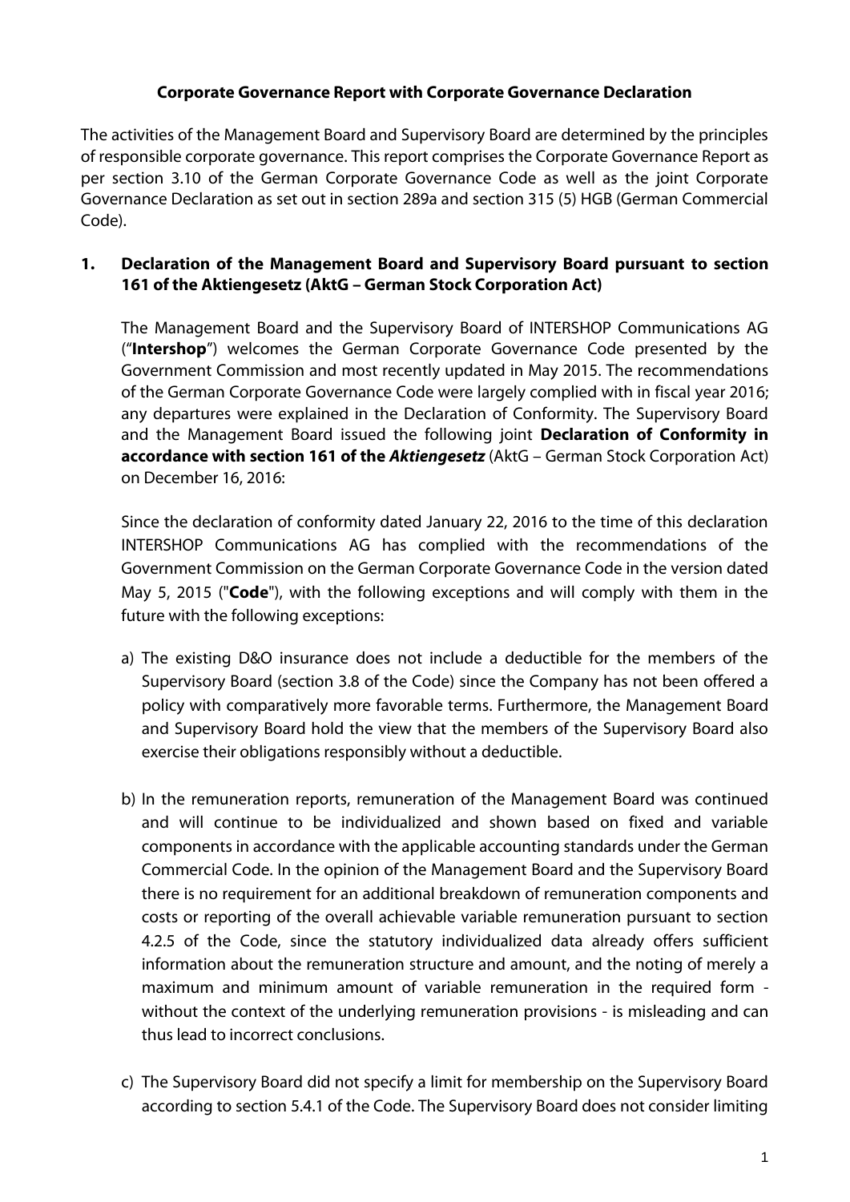# Corporate Governance Report with Corporate Governance Declaration

The activities of the Management Board and Supervisory Board are determined by the principles of responsible corporate governance. This report comprises the Corporate Governance Report as per section 3.10 of the German Corporate Governance Code as well as the joint Corporate Governance Declaration as set out in section 289a and section 315 (5) HGB (German Commercial Code).

## 1. Declaration of the Management Board and Supervisory Board pursuant to section 161 of the Aktiengesetz (AktG – German Stock Corporation Act)

The Management Board and the Supervisory Board of INTERSHOP Communications AG ("**Intershop**") welcomes the German Corporate Governance Code presented by the Government Commission and most recently updated in May 2015. The recommendations of the German Corporate Governance Code were largely complied with in fiscal year 2016; any departures were explained in the Declaration of Conformity. The Supervisory Board and the Management Board issued the following joint **Declaration of Conformity in accordance with section 161 of the *Aktiengesetz*** (AktG – German Stock Corporation Act) on December 16, 2016:

Since the declaration of conformity dated January 22, 2016 to the time of this declaration INTERSHOP Communications AG has complied with the recommendations of the Government Commission on the German Corporate Governance Code in the version dated May 5, 2015 ("**Code**"), with the following exceptions and will comply with them in the future with the following exceptions:

a) The existing D&O insurance does not include a deductible for the members of the Supervisory Board (section 3.8 of the Code) since the Company has not been offered a policy with comparatively more favorable terms. Furthermore, the Management Board and Supervisory Board hold the view that the members of the Supervisory Board also exercise their obligations responsibly without a deductible.

b) In the remuneration reports, remuneration of the Management Board was continued and will continue to be individualized and shown based on fixed and variable components in accordance with the applicable accounting standards under the German Commercial Code. In the opinion of the Management Board and the Supervisory Board there is no requirement for an additional breakdown of remuneration components and costs or reporting of the overall achievable variable remuneration pursuant to section 4.2.5 of the Code, since the statutory individualized data already offers sufficient information about the remuneration structure and amount, and the noting of merely a maximum and minimum amount of variable remuneration in the required form - without the context of the underlying remuneration provisions - is misleading and can thus lead to incorrect conclusions.

c) The Supervisory Board did not specify a limit for membership on the Supervisory Board according to section 5.4.1 of the Code. The Supervisory Board does not consider limiting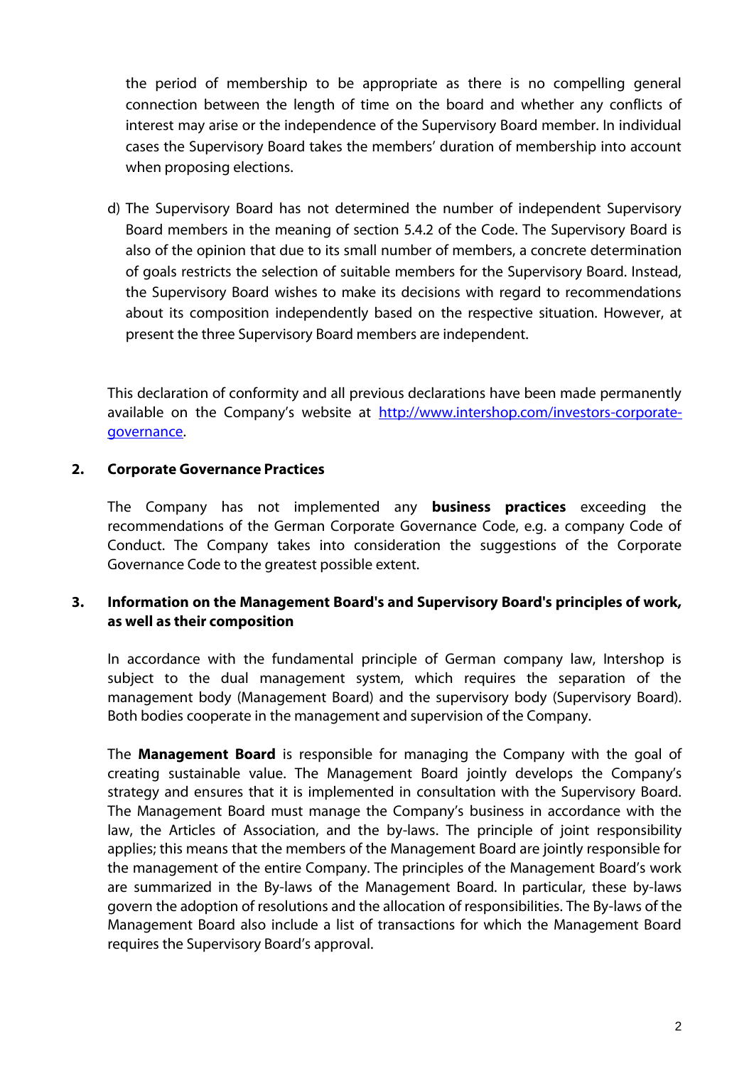the period of membership to be appropriate as there is no compelling general connection between the length of time on the board and whether any conflicts of interest may arise or the independence of the Supervisory Board member. In individual cases the Supervisory Board takes the members' duration of membership into account when proposing elections.

d) The Supervisory Board has not determined the number of independent Supervisory Board members in the meaning of section 5.4.2 of the Code. The Supervisory Board is also of the opinion that due to its small number of members, a concrete determination of goals restricts the selection of suitable members for the Supervisory Board. Instead, the Supervisory Board wishes to make its decisions with regard to recommendations about its composition independently based on the respective situation. However, at present the three Supervisory Board members are independent.

This declaration of conformity and all previous declarations have been made permanently available on the Company's website at [http://www.intershop.com/investors-corporate-governance](http://www.intershop.com/investors-corporate-governance).

## 2. Corporate Governance Practices

The Company has not implemented any **business practices** exceeding the recommendations of the German Corporate Governance Code, e.g. a company Code of Conduct. The Company takes into consideration the suggestions of the Corporate Governance Code to the greatest possible extent.

## 3. Information on the Management Board's and Supervisory Board's principles of work, as well as their composition

In accordance with the fundamental principle of German company law, Intershop is subject to the dual management system, which requires the separation of the management body (Management Board) and the supervisory body (Supervisory Board). Both bodies cooperate in the management and supervision of the Company.

The **Management Board** is responsible for managing the Company with the goal of creating sustainable value. The Management Board jointly develops the Company's strategy and ensures that it is implemented in consultation with the Supervisory Board. The Management Board must manage the Company's business in accordance with the law, the Articles of Association, and the by-laws. The principle of joint responsibility applies; this means that the members of the Management Board are jointly responsible for the management of the entire Company. The principles of the Management Board's work are summarized in the By-laws of the Management Board. In particular, these by-laws govern the adoption of resolutions and the allocation of responsibilities. The By-laws of the Management Board also include a list of transactions for which the Management Board requires the Supervisory Board's approval.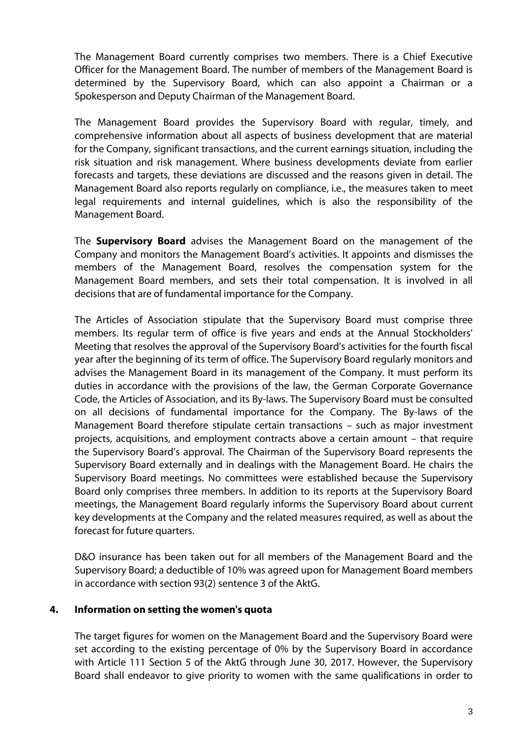The Management Board currently comprises two members. There is a Chief Executive Officer for the Management Board. The number of members of the Management Board is determined by the Supervisory Board, which can also appoint a Chairman or a Spokesperson and Deputy Chairman of the Management Board.

The Management Board provides the Supervisory Board with regular, timely, and comprehensive information about all aspects of business development that are material for the Company, significant transactions, and the current earnings situation, including the risk situation and risk management. Where business developments deviate from earlier forecasts and targets, these deviations are discussed and the reasons given in detail. The Management Board also reports regularly on compliance, i.e., the measures taken to meet legal requirements and internal guidelines, which is also the responsibility of the Management Board.

The **Supervisory Board** advises the Management Board on the management of the Company and monitors the Management Board's activities. It appoints and dismisses the members of the Management Board, resolves the compensation system for the Management Board members, and sets their total compensation. It is involved in all decisions that are of fundamental importance for the Company.

The Articles of Association stipulate that the Supervisory Board must comprise three members. Its regular term of office is five years and ends at the Annual Stockholders' Meeting that resolves the approval of the Supervisory Board's activities for the fourth fiscal year after the beginning of its term of office. The Supervisory Board regularly monitors and advises the Management Board in its management of the Company. It must perform its duties in accordance with the provisions of the law, the German Corporate Governance Code, the Articles of Association, and its By-laws. The Supervisory Board must be consulted on all decisions of fundamental importance for the Company. The By-laws of the Management Board therefore stipulate certain transactions – such as major investment projects, acquisitions, and employment contracts above a certain amount – that require the Supervisory Board's approval. The Chairman of the Supervisory Board represents the Supervisory Board externally and in dealings with the Management Board. He chairs the Supervisory Board meetings. No committees were established because the Supervisory Board only comprises three members. In addition to its reports at the Supervisory Board meetings, the Management Board regularly informs the Supervisory Board about current key developments at the Company and the related measures required, as well as about the forecast for future quarters.

D&O insurance has been taken out for all members of the Management Board and the Supervisory Board; a deductible of 10% was agreed upon for Management Board members in accordance with section 93(2) sentence 3 of the AktG.

## 4. Information on setting the women's quota

The target figures for women on the Management Board and the Supervisory Board were set according to the existing percentage of 0% by the Supervisory Board in accordance with Article 111 Section 5 of the AktG through June 30, 2017. However, the Supervisory Board shall endeavor to give priority to women with the same qualifications in order to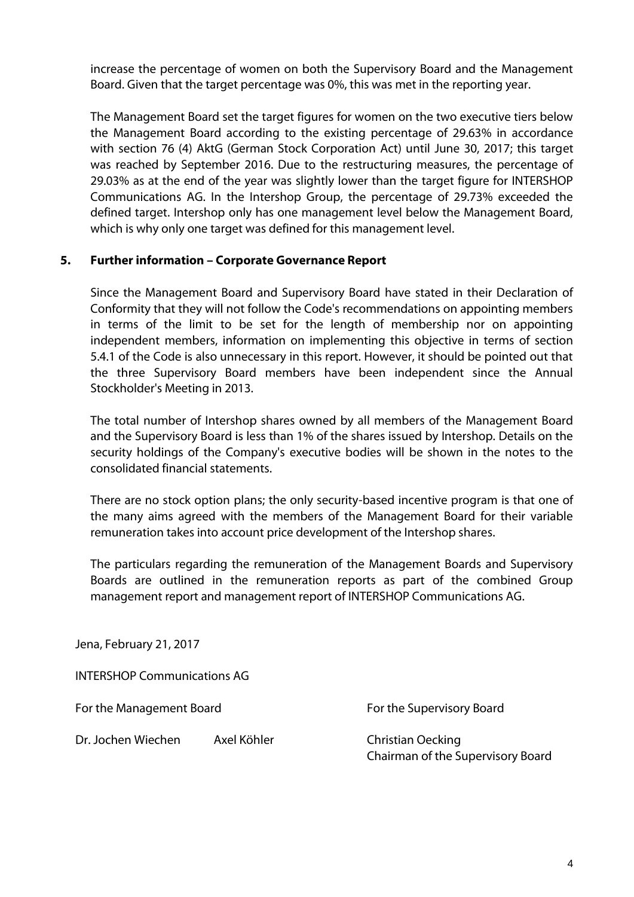increase the percentage of women on both the Supervisory Board and the Management Board. Given that the target percentage was 0%, this was met in the reporting year.

The Management Board set the target figures for women on the two executive tiers below the Management Board according to the existing percentage of 29.63% in accordance with section 76 (4) AktG (German Stock Corporation Act) until June 30, 2017; this target was reached by September 2016. Due to the restructuring measures, the percentage of 29.03% as at the end of the year was slightly lower than the target figure for INTERSHOP Communications AG. In the Intershop Group, the percentage of 29.73% exceeded the defined target. Intershop only has one management level below the Management Board, which is why only one target was defined for this management level.

## 5. Further information – Corporate Governance Report

Since the Management Board and Supervisory Board have stated in their Declaration of Conformity that they will not follow the Code's recommendations on appointing members in terms of the limit to be set for the length of membership nor on appointing independent members, information on implementing this objective in terms of section 5.4.1 of the Code is also unnecessary in this report. However, it should be pointed out that the three Supervisory Board members have been independent since the Annual Stockholder's Meeting in 2013.

The total number of Intershop shares owned by all members of the Management Board and the Supervisory Board is less than 1% of the shares issued by Intershop. Details on the security holdings of the Company's executive bodies will be shown in the notes to the consolidated financial statements.

There are no stock option plans; the only security-based incentive program is that one of the many aims agreed with the members of the Management Board for their variable remuneration takes into account price development of the Intershop shares.

The particulars regarding the remuneration of the Management Boards and Supervisory Boards are outlined in the remuneration reports as part of the combined Group management report and management report of INTERSHOP Communications AG.

Jena, February 21, 2017

INTERSHOP Communications AG

For the Management Board

Dr. Jochen Wiechen    Axel Köhler

For the Supervisory Board

Christian Oecking
Chairman of the Supervisory Board